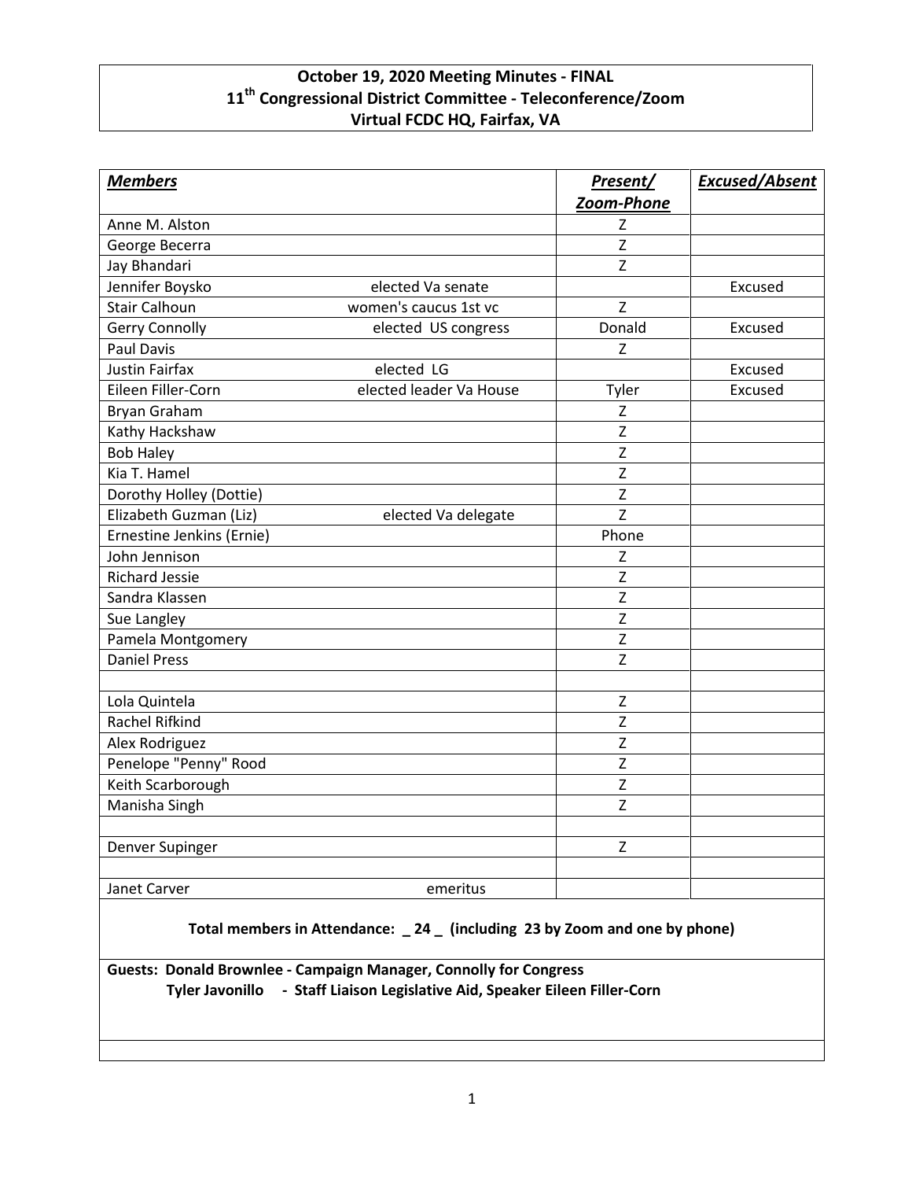**October 19, 2020 Meeting Minutes - FINAL**
**11th Congressional District Committee - Teleconference/Zoom**
**Virtual FCDC HQ, Fairfax, VA**

| ***Members*** | | ***Present/ Zoom-Phone*** | ***Excused/Absent*** |
|---|---|---|---|
| Anne M. Alston | | Z | |
| George Becerra | | Z | |
| Jay Bhandari | | Z | |
| Jennifer Boysko | elected Va senate | | Excused |
| Stair Calhoun | women's caucus 1st vc | Z | |
| Gerry Connolly | elected US congress | Donald | Excused |
| Paul Davis | | Z | |
| Justin Fairfax | elected LG | | Excused |
| Eileen Filler-Corn | elected leader Va House | Tyler | Excused |
| Bryan Graham | | Z | |
| Kathy Hackshaw | | Z | |
| Bob Haley | | Z | |
| Kia T. Hamel | | Z | |
| Dorothy Holley (Dottie) | | Z | |
| Elizabeth Guzman (Liz) | elected Va delegate | Z | |
| Ernestine Jenkins (Ernie) | | Phone | |
| John Jennison | | Z | |
| Richard Jessie | | Z | |
| Sandra Klassen | | Z | |
| Sue Langley | | Z | |
| Pamela Montgomery | | Z | |
| Daniel Press | | Z | |
| | | | |
| Lola Quintela | | Z | |
| Rachel Rifkind | | Z | |
| Alex Rodriguez | | Z | |
| Penelope "Penny" Rood | | Z | |
| Keith Scarborough | | Z | |
| Manisha Singh | | Z | |
| | | | |
| Denver Supinger | | Z | |
| | | | |
| Janet Carver | emeritus | | |

**Total members in Attendance: _ 24 _ (including 23 by Zoom and one by phone)**

**Guests: Donald Brownlee - Campaign Manager, Connolly for Congress**
**Tyler Javonillo - Staff Liaison Legislative Aid, Speaker Eileen Filler-Corn**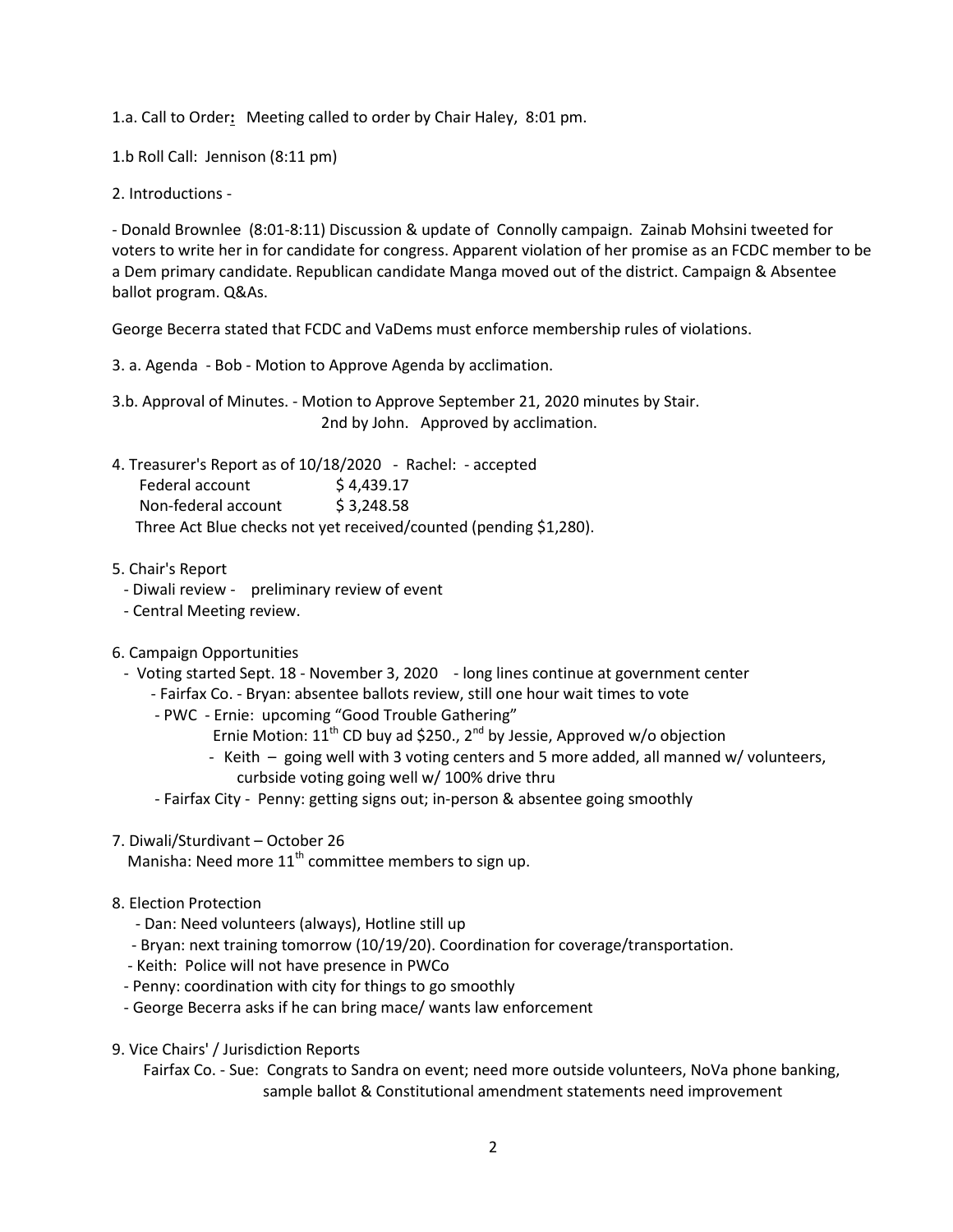1.a. Call to Order**:** Meeting called to order by Chair Haley, 8:01 pm.

1.b Roll Call: Jennison (8:11 pm)

2. Introductions -

- Donald Brownlee (8:01-8:11) Discussion & update of Connolly campaign. Zainab Mohsini tweeted for voters to write her in for candidate for congress. Apparent violation of her promise as an FCDC member to be a Dem primary candidate. Republican candidate Manga moved out of the district. Campaign & Absentee ballot program. Q&As.

George Becerra stated that FCDC and VaDems must enforce membership rules of violations.

3. a. Agenda - Bob - Motion to Approve Agenda by acclimation.

3.b. Approval of Minutes. - Motion to Approve September 21, 2020 minutes by Stair.
2nd by John. Approved by acclimation.

4. Treasurer's Report as of 10/18/2020 - Rachel: - accepted
   Federal account $ 4,439.17
   Non-federal account $ 3,248.58
   Three Act Blue checks not yet received/counted (pending $1,280).

5. Chair's Report
   - Diwali review - preliminary review of event
   - Central Meeting review.

6. Campaign Opportunities
   - Voting started Sept. 18 - November 3, 2020 - long lines continue at government center
     - Fairfax Co. - Bryan: absentee ballots review, still one hour wait times to vote
     - PWC - Ernie: upcoming "Good Trouble Gathering"
       Ernie Motion: 11th CD buy ad $250., 2nd by Jessie, Approved w/o objection
       - Keith – going well with 3 voting centers and 5 more added, all manned w/ volunteers, curbside voting going well w/ 100% drive thru
     - Fairfax City - Penny: getting signs out; in-person & absentee going smoothly

7. Diwali/Sturdivant – October 26
   Manisha: Need more 11th committee members to sign up.

8. Election Protection
   - Dan: Need volunteers (always), Hotline still up
   - Bryan: next training tomorrow (10/19/20). Coordination for coverage/transportation.
   - Keith: Police will not have presence in PWCo
   - Penny: coordination with city for things to go smoothly
   - George Becerra asks if he can bring mace/ wants law enforcement

9. Vice Chairs' / Jurisdiction Reports
   Fairfax Co. - Sue: Congrats to Sandra on event; need more outside volunteers, NoVa phone banking, sample ballot & Constitutional amendment statements need improvement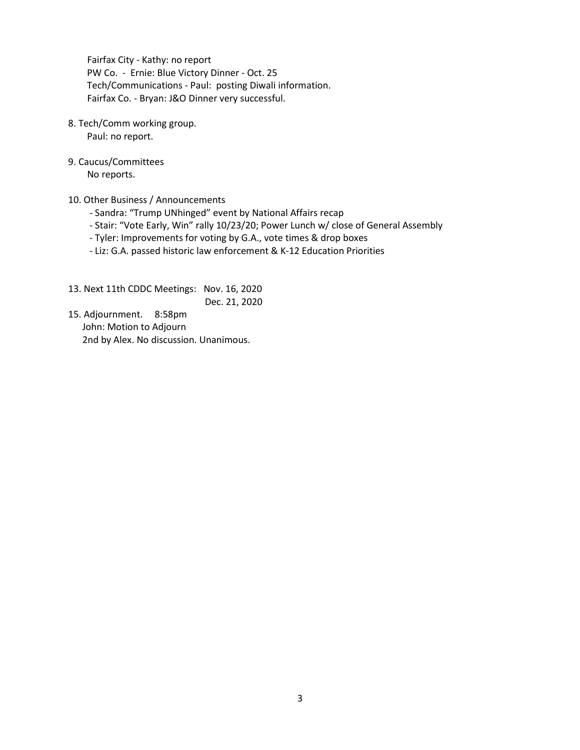Fairfax City - Kathy: no report
PW Co. - Ernie: Blue Victory Dinner - Oct. 25
Tech/Communications - Paul: posting Diwali information.
Fairfax Co. - Bryan: J&O Dinner very successful.

8. Tech/Comm working group.
   Paul: no report.

9. Caucus/Committees
   No reports.

10. Other Business / Announcements
    - Sandra: "Trump UNhinged" event by National Affairs recap
    - Stair: "Vote Early, Win" rally 10/23/20; Power Lunch w/ close of General Assembly
    - Tyler: Improvements for voting by G.A., vote times & drop boxes
    - Liz: G.A. passed historic law enforcement & K-12 Education Priorities

13. Next 11th CDDC Meetings: Nov. 16, 2020
    Dec. 21, 2020

15. Adjournment. 8:58pm
    John: Motion to Adjourn
    2nd by Alex. No discussion. Unanimous.